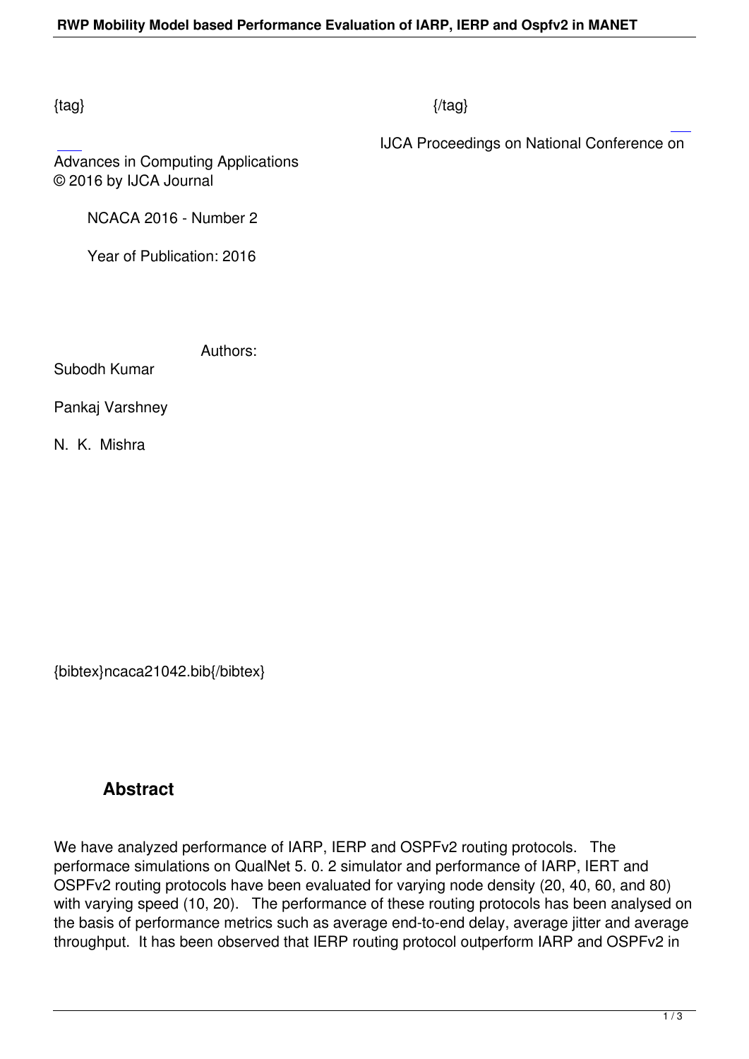{tag} {/tag}

IJCA Proceedings on National Conference on Advances in Computing Applications
© 2016 by IJCA Journal

NCACA 2016 - Number 2

Year of Publication: 2016

Authors:

Subodh Kumar

Pankaj Varshney

N. K. Mishra

{bibtex}ncaca21042.bib{/bibtex}

## Abstract

We have analyzed performance of IARP, IERP and OSPFv2 routing protocols. The performace simulations on QualNet 5. 0. 2 simulator and performance of IARP, IERT and OSPFv2 routing protocols have been evaluated for varying node density (20, 40, 60, and 80) with varying speed (10, 20). The performance of these routing protocols has been analysed on the basis of performance metrics such as average end-to-end delay, average jitter and average throughput. It has been observed that IERP routing protocol outperform IARP and OSPFv2 in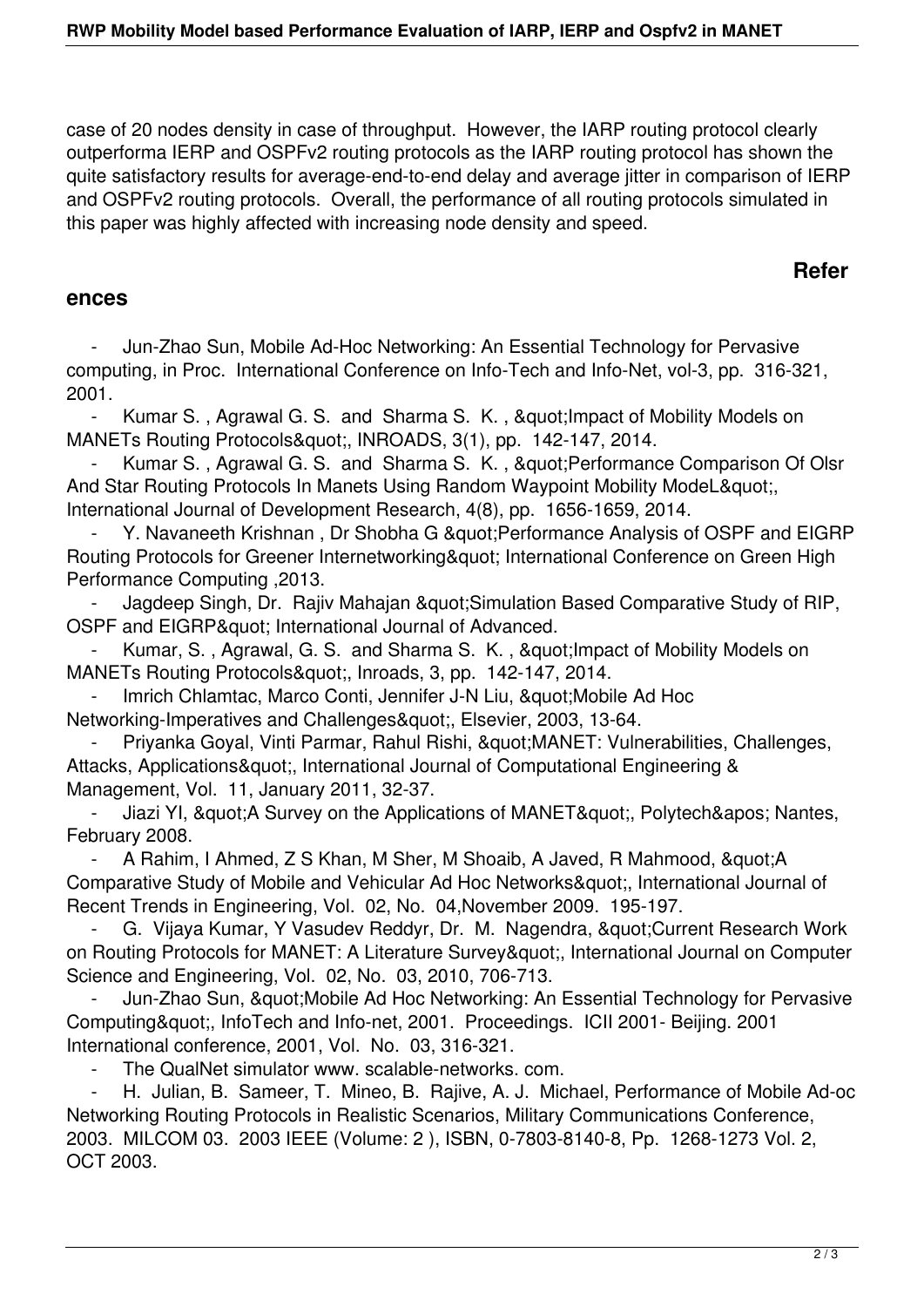case of 20 nodes density in case of throughput. However, the IARP routing protocol clearly outperforma IERP and OSPFv2 routing protocols as the IARP routing protocol has shown the quite satisfactory results for average-end-to-end delay and average jitter in comparison of IERP and OSPFv2 routing protocols. Overall, the performance of all routing protocols simulated in this paper was highly affected with increasing node density and speed.

## References

- Jun-Zhao Sun, Mobile Ad-Hoc Networking: An Essential Technology for Pervasive computing, in Proc. International Conference on Info-Tech and Info-Net, vol-3, pp. 316-321, 2001.
- Kumar S. , Agrawal G. S. and Sharma S. K. , &quot;Impact of Mobility Models on MANETs Routing Protocols&quot;, INROADS, 3(1), pp. 142-147, 2014.
- Kumar S. , Agrawal G. S. and Sharma S. K. , &quot;Performance Comparison Of Olsr And Star Routing Protocols In Manets Using Random Waypoint Mobility ModeL&quot;, International Journal of Development Research, 4(8), pp. 1656-1659, 2014.
- Y. Navaneeth Krishnan , Dr Shobha G &quot;Performance Analysis of OSPF and EIGRP Routing Protocols for Greener Internetworking&quot; International Conference on Green High Performance Computing ,2013.
- Jagdeep Singh, Dr. Rajiv Mahajan &quot;Simulation Based Comparative Study of RIP, OSPF and EIGRP&quot; International Journal of Advanced.
- Kumar, S. , Agrawal, G. S. and Sharma S. K. , &quot;Impact of Mobility Models on MANETs Routing Protocols&quot;, Inroads, 3, pp. 142-147, 2014.
- Imrich Chlamtac, Marco Conti, Jennifer J-N Liu, &quot;Mobile Ad Hoc Networking-Imperatives and Challenges&quot;, Elsevier, 2003, 13-64.
- Priyanka Goyal, Vinti Parmar, Rahul Rishi, &quot;MANET: Vulnerabilities, Challenges, Attacks, Applications&quot;, International Journal of Computational Engineering & Management, Vol. 11, January 2011, 32-37.
- Jiazi YI, &quot;A Survey on the Applications of MANET&quot;, Polytech&apos; Nantes, February 2008.
- A Rahim, I Ahmed, Z S Khan, M Sher, M Shoaib, A Javed, R Mahmood, &quot;A Comparative Study of Mobile and Vehicular Ad Hoc Networks&quot;, International Journal of Recent Trends in Engineering, Vol. 02, No. 04,November 2009. 195-197.
- G. Vijaya Kumar, Y Vasudev Reddyr, Dr. M. Nagendra, &quot;Current Research Work on Routing Protocols for MANET: A Literature Survey&quot;, International Journal on Computer Science and Engineering, Vol. 02, No. 03, 2010, 706-713.
- Jun-Zhao Sun, &quot;Mobile Ad Hoc Networking: An Essential Technology for Pervasive Computing&quot;, InfoTech and Info-net, 2001. Proceedings. ICII 2001- Beijing. 2001 International conference, 2001, Vol. No. 03, 316-321.
- The QualNet simulator www. scalable-networks. com.
- H. Julian, B. Sameer, T. Mineo, B. Rajive, A. J. Michael, Performance of Mobile Ad-oc Networking Routing Protocols in Realistic Scenarios, Military Communications Conference, 2003. MILCOM 03. 2003 IEEE (Volume: 2 ), ISBN, 0-7803-8140-8, Pp. 1268-1273 Vol. 2, OCT 2003.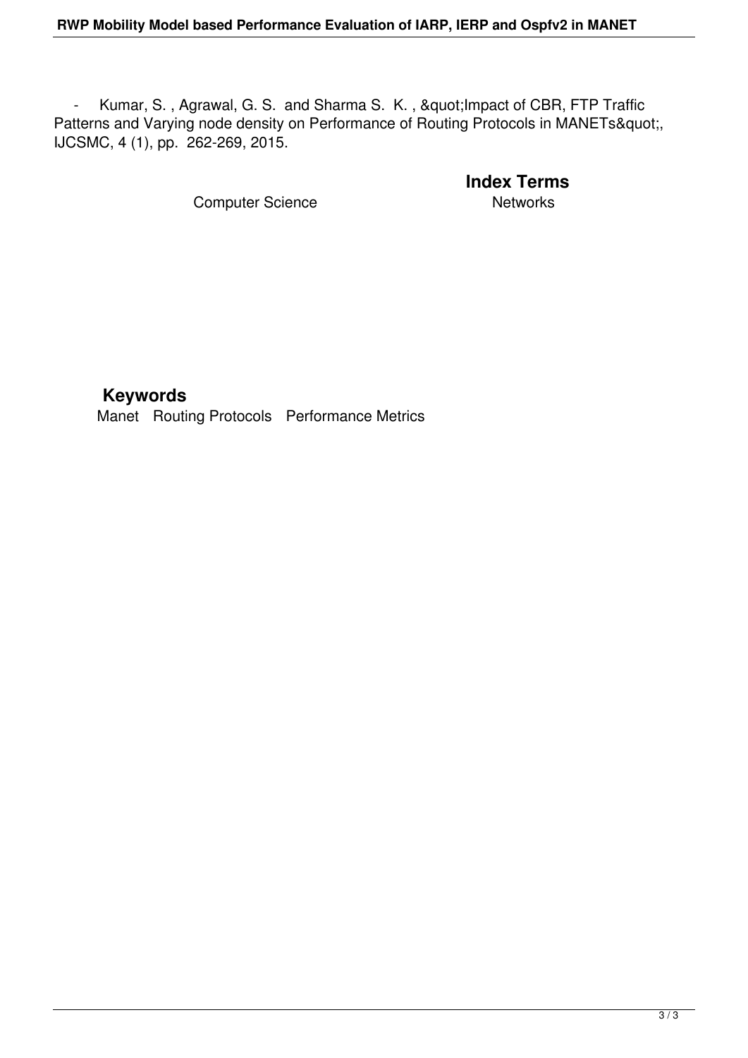- Kumar, S. , Agrawal, G. S. and Sharma S. K. , &quot;Impact of CBR, FTP Traffic Patterns and Varying node density on Performance of Routing Protocols in MANETs&quot;, IJCSMC, 4 (1), pp. 262-269, 2015.

## Index Terms

Computer Science Networks

## Keywords

Manet Routing Protocols Performance Metrics